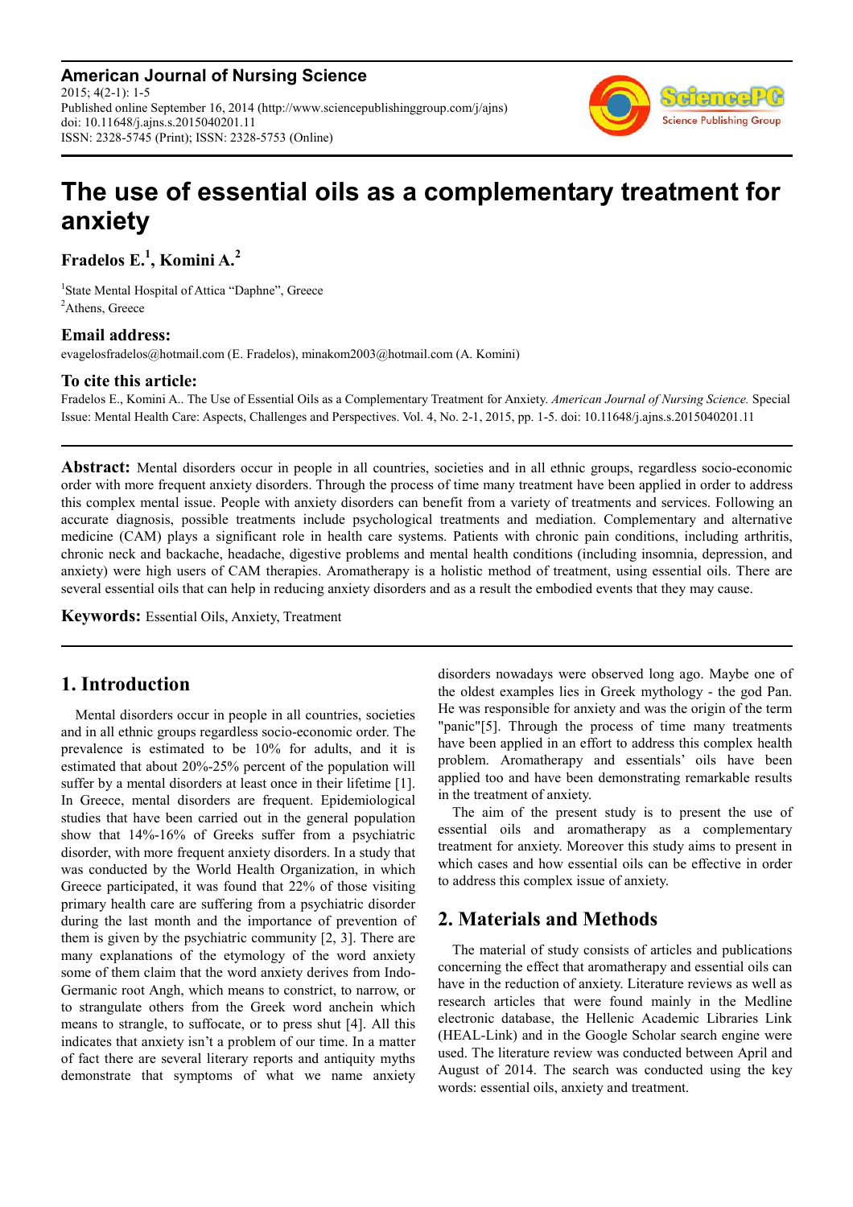**American Journal of Nursing Science**
2015; 4(2-1): 1-5
Published online September 16, 2014 (http://www.sciencepublishinggroup.com/j/ajns)
doi: 10.11648/j.ajns.s.2015040201.11
ISSN: 2328-5745 (Print); ISSN: 2328-5753 (Online)

# The use of essential oils as a complementary treatment for anxiety

**Fradelos E.[1], Komini A.[2]**

[1]State Mental Hospital of Attica "Daphne", Greece
[2]Athens, Greece

### Email address:

evagelosfradelos@hotmail.com (E. Fradelos), minakom2003@hotmail.com (A. Komini)

### To cite this article:

Fradelos E., Komini A.. The Use of Essential Oils as a Complementary Treatment for Anxiety. *American Journal of Nursing Science.* Special Issue: Mental Health Care: Aspects, Challenges and Perspectives. Vol. 4, No. 2-1, 2015, pp. 1-5. doi: 10.11648/j.ajns.s.2015040201.11

**Abstract:** Mental disorders occur in people in all countries, societies and in all ethnic groups, regardless socio-economic order with more frequent anxiety disorders. Through the process of time many treatment have been applied in order to address this complex mental issue. People with anxiety disorders can benefit from a variety of treatments and services. Following an accurate diagnosis, possible treatments include psychological treatments and mediation. Complementary and alternative medicine (CAM) plays a significant role in health care systems. Patients with chronic pain conditions, including arthritis, chronic neck and backache, headache, digestive problems and mental health conditions (including insomnia, depression, and anxiety) were high users of CAM therapies. Aromatherapy is a holistic method of treatment, using essential oils. There are several essential oils that can help in reducing anxiety disorders and as a result the embodied events that they may cause.

**Keywords:** Essential Oils, Anxiety, Treatment

## 1. Introduction

Mental disorders occur in people in all countries, societies and in all ethnic groups regardless socio-economic order. The prevalence is estimated to be 10% for adults, and it is estimated that about 20%-25% percent of the population will suffer by a mental disorders at least once in their lifetime [1]. In Greece, mental disorders are frequent. Epidemiological studies that have been carried out in the general population show that 14%-16% of Greeks suffer from a psychiatric disorder, with more frequent anxiety disorders. In a study that was conducted by the World Health Organization, in which Greece participated, it was found that 22% of those visiting primary health care are suffering from a psychiatric disorder during the last month and the importance of prevention of them is given by the psychiatric community [2, 3]. There are many explanations of the etymology of the word anxiety some of them claim that the word anxiety derives from Indo-Germanic root Angh, which means to constrict, to narrow, or to strangulate others from the Greek word anchein which means to strangle, to suffocate, or to press shut [4]. All this indicates that anxiety isn't a problem of our time. In a matter of fact there are several literary reports and antiquity myths demonstrate that symptoms of what we name anxiety disorders nowadays were observed long ago. Maybe one of the oldest examples lies in Greek mythology - the god Pan. He was responsible for anxiety and was the origin of the term "panic"[5]. Through the process of time many treatments have been applied in an effort to address this complex health problem. Aromatherapy and essentials' oils have been applied too and have been demonstrating remarkable results in the treatment of anxiety.

The aim of the present study is to present the use of essential oils and aromatherapy as a complementary treatment for anxiety. Moreover this study aims to present in which cases and how essential oils can be effective in order to address this complex issue of anxiety.

## 2. Materials and Methods

The material of study consists of articles and publications concerning the effect that aromatherapy and essential oils can have in the reduction of anxiety. Literature reviews as well as research articles that were found mainly in the Medline electronic database, the Hellenic Academic Libraries Link (HEAL-Link) and in the Google Scholar search engine were used. The literature review was conducted between April and August of 2014. The search was conducted using the key words: essential oils, anxiety and treatment.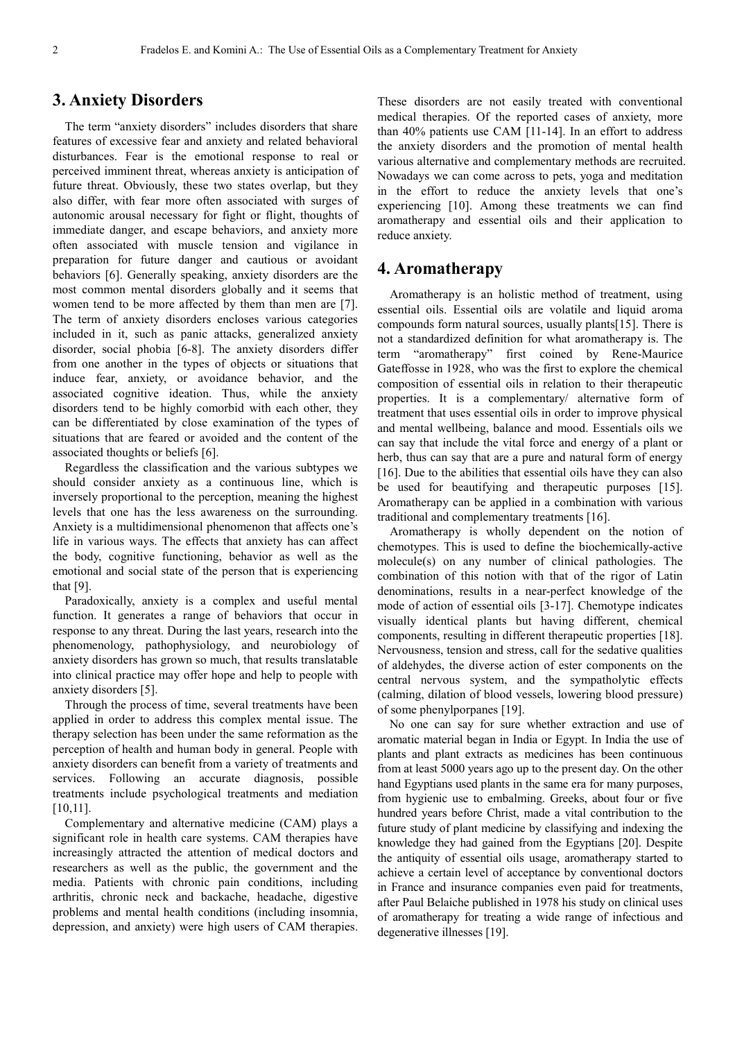## 3. Anxiety Disorders

The term "anxiety disorders" includes disorders that share features of excessive fear and anxiety and related behavioral disturbances. Fear is the emotional response to real or perceived imminent threat, whereas anxiety is anticipation of future threat. Obviously, these two states overlap, but they also differ, with fear more often associated with surges of autonomic arousal necessary for fight or flight, thoughts of immediate danger, and escape behaviors, and anxiety more often associated with muscle tension and vigilance in preparation for future danger and cautious or avoidant behaviors [6]. Generally speaking, anxiety disorders are the most common mental disorders globally and it seems that women tend to be more affected by them than men are [7]. The term of anxiety disorders encloses various categories included in it, such as panic attacks, generalized anxiety disorder, social phobia [6-8]. The anxiety disorders differ from one another in the types of objects or situations that induce fear, anxiety, or avoidance behavior, and the associated cognitive ideation. Thus, while the anxiety disorders tend to be highly comorbid with each other, they can be differentiated by close examination of the types of situations that are feared or avoided and the content of the associated thoughts or beliefs [6].

Regardless the classification and the various subtypes we should consider anxiety as a continuous line, which is inversely proportional to the perception, meaning the highest levels that one has the less awareness on the surrounding. Anxiety is a multidimensional phenomenon that affects one's life in various ways. The effects that anxiety has can affect the body, cognitive functioning, behavior as well as the emotional and social state of the person that is experiencing that [9].

Paradoxically, anxiety is a complex and useful mental function. It generates a range of behaviors that occur in response to any threat. During the last years, research into the phenomenology, pathophysiology, and neurobiology of anxiety disorders has grown so much, that results translatable into clinical practice may offer hope and help to people with anxiety disorders [5].

Through the process of time, several treatments have been applied in order to address this complex mental issue. The therapy selection has been under the same reformation as the perception of health and human body in general. People with anxiety disorders can benefit from a variety of treatments and services. Following an accurate diagnosis, possible treatments include psychological treatments and mediation [10,11].

Complementary and alternative medicine (CAM) plays a significant role in health care systems. CAM therapies have increasingly attracted the attention of medical doctors and researchers as well as the public, the government and the media. Patients with chronic pain conditions, including arthritis, chronic neck and backache, headache, digestive problems and mental health conditions (including insomnia, depression, and anxiety) were high users of CAM therapies. These disorders are not easily treated with conventional medical therapies. Of the reported cases of anxiety, more than 40% patients use CAM [11-14]. In an effort to address the anxiety disorders and the promotion of mental health various alternative and complementary methods are recruited. Nowadays we can come across to pets, yoga and meditation in the effort to reduce the anxiety levels that one's experiencing [10]. Among these treatments we can find aromatherapy and essential oils and their application to reduce anxiety.

## 4. Aromatherapy

Aromatherapy is an holistic method of treatment, using essential oils. Essential oils are volatile and liquid aroma compounds form natural sources, usually plants[15]. There is not a standardized definition for what aromatherapy is. The term "aromatherapy" first coined by Rene-Maurice Gateffosse in 1928, who was the first to explore the chemical composition of essential oils in relation to their therapeutic properties. It is a complementary/ alternative form of treatment that uses essential oils in order to improve physical and mental wellbeing, balance and mood. Essentials oils we can say that include the vital force and energy of a plant or herb, thus can say that are a pure and natural form of energy [16]. Due to the abilities that essential oils have they can also be used for beautifying and therapeutic purposes [15]. Aromatherapy can be applied in a combination with various traditional and complementary treatments [16].

Aromatherapy is wholly dependent on the notion of chemotypes. This is used to define the biochemically-active molecule(s) on any number of clinical pathologies. The combination of this notion with that of the rigor of Latin denominations, results in a near-perfect knowledge of the mode of action of essential oils [3-17]. Chemotype indicates visually identical plants but having different, chemical components, resulting in different therapeutic properties [18]. Nervousness, tension and stress, call for the sedative qualities of aldehydes, the diverse action of ester components on the central nervous system, and the sympatholytic effects (calming, dilation of blood vessels, lowering blood pressure) of some phenylporpanes [19].

No one can say for sure whether extraction and use of aromatic material began in India or Egypt. In India the use of plants and plant extracts as medicines has been continuous from at least 5000 years ago up to the present day. On the other hand Egyptians used plants in the same era for many purposes, from hygienic use to embalming. Greeks, about four or five hundred years before Christ, made a vital contribution to the future study of plant medicine by classifying and indexing the knowledge they had gained from the Egyptians [20]. Despite the antiquity of essential oils usage, aromatherapy started to achieve a certain level of acceptance by conventional doctors in France and insurance companies even paid for treatments, after Paul Belaiche published in 1978 his study on clinical uses of aromatherapy for treating a wide range of infectious and degenerative illnesses [19].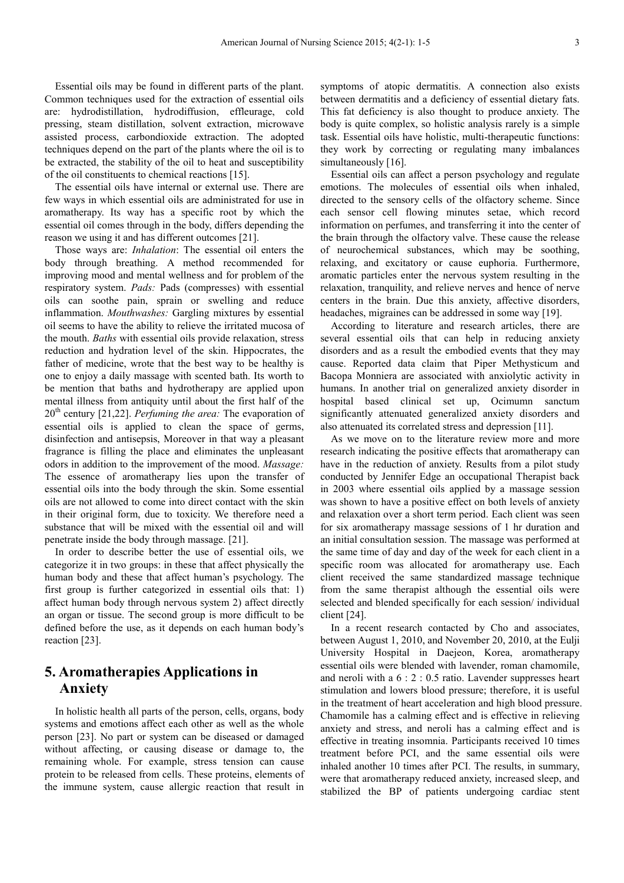Essential oils may be found in different parts of the plant. Common techniques used for the extraction of essential oils are: hydrodistillation, hydrodiffusion, effleurage, cold pressing, steam distillation, solvent extraction, microwave assisted process, carbondioxide extraction. The adopted techniques depend on the part of the plants where the oil is to be extracted, the stability of the oil to heat and susceptibility of the oil constituents to chemical reactions [15].

The essential oils have internal or external use. There are few ways in which essential oils are administrated for use in aromatherapy. Its way has a specific root by which the essential oil comes through in the body, differs depending the reason we using it and has different outcomes [21].

Those ways are: *Inhalation*: The essential oil enters the body through breathing. A method recommended for improving mood and mental wellness and for problem of the respiratory system. *Pads:* Pads (compresses) with essential oils can soothe pain, sprain or swelling and reduce inflammation. *Mouthwashes:* Gargling mixtures by essential oil seems to have the ability to relieve the irritated mucosa of the mouth. *Baths* with essential oils provide relaxation, stress reduction and hydration level of the skin. Hippocrates, the father of medicine, wrote that the best way to be healthy is one to enjoy a daily massage with scented bath. Its worth to be mention that baths and hydrotherapy are applied upon mental illness from antiquity until about the first half of the 20th century [21,22]. *Perfuming the area:* The evaporation of essential oils is applied to clean the space of germs, disinfection and antisepsis, Moreover in that way a pleasant fragrance is filling the place and eliminates the unpleasant odors in addition to the improvement of the mood. *Massage:* The essence of aromatherapy lies upon the transfer of essential oils into the body through the skin. Some essential oils are not allowed to come into direct contact with the skin in their original form, due to toxicity. We therefore need a substance that will be mixed with the essential oil and will penetrate inside the body through massage. [21].

In order to describe better the use of essential oils, we categorize it in two groups: in these that affect physically the human body and these that affect human's psychology. The first group is further categorized in essential oils that: 1) affect human body through nervous system 2) affect directly an organ or tissue. The second group is more difficult to be defined before the use, as it depends on each human body's reaction [23].

## 5. Aromatherapies Applications in Anxiety

In holistic health all parts of the person, cells, organs, body systems and emotions affect each other as well as the whole person [23]. No part or system can be diseased or damaged without affecting, or causing disease or damage to, the remaining whole. For example, stress tension can cause protein to be released from cells. These proteins, elements of the immune system, cause allergic reaction that result in symptoms of atopic dermatitis. A connection also exists between dermatitis and a deficiency of essential dietary fats. This fat deficiency is also thought to produce anxiety. The body is quite complex, so holistic analysis rarely is a simple task. Essential oils have holistic, multi-therapeutic functions: they work by correcting or regulating many imbalances simultaneously [16].

Essential oils can affect a person psychology and regulate emotions. The molecules of essential oils when inhaled, directed to the sensory cells of the olfactory scheme. Since each sensor cell flowing minutes setae, which record information on perfumes, and transferring it into the center of the brain through the olfactory valve. These cause the release of neurochemical substances, which may be soothing, relaxing, and excitatory or cause euphoria. Furthermore, aromatic particles enter the nervous system resulting in the relaxation, tranquility, and relieve nerves and hence of nerve centers in the brain. Due this anxiety, affective disorders, headaches, migraines can be addressed in some way [19].

According to literature and research articles, there are several essential oils that can help in reducing anxiety disorders and as a result the embodied events that they may cause. Reported data claim that Piper Methysticum and Bacopa Monniera are associated with anxiolytic activity in humans. In another trial on generalized anxiety disorder in hospital based clinical set up, Ocimumn sanctum significantly attenuated generalized anxiety disorders and also attenuated its correlated stress and depression [11].

As we move on to the literature review more and more research indicating the positive effects that aromatherapy can have in the reduction of anxiety. Results from a pilot study conducted by Jennifer Edge an occupational Therapist back in 2003 where essential oils applied by a massage session was shown to have a positive effect on both levels of anxiety and relaxation over a short term period. Each client was seen for six aromatherapy massage sessions of 1 hr duration and an initial consultation session. The massage was performed at the same time of day and day of the week for each client in a specific room was allocated for aromatherapy use. Each client received the same standardized massage technique from the same therapist although the essential oils were selected and blended specifically for each session/ individual client [24].

In a recent research contacted by Cho and associates, between August 1, 2010, and November 20, 2010, at the Eulji University Hospital in Daejeon, Korea, aromatherapy essential oils were blended with lavender, roman chamomile, and neroli with a 6 : 2 : 0.5 ratio. Lavender suppresses heart stimulation and lowers blood pressure; therefore, it is useful in the treatment of heart acceleration and high blood pressure. Chamomile has a calming effect and is effective in relieving anxiety and stress, and neroli has a calming effect and is effective in treating insomnia. Participants received 10 times treatment before PCI, and the same essential oils were inhaled another 10 times after PCI. The results, in summary, were that aromatherapy reduced anxiety, increased sleep, and stabilized the BP of patients undergoing cardiac stent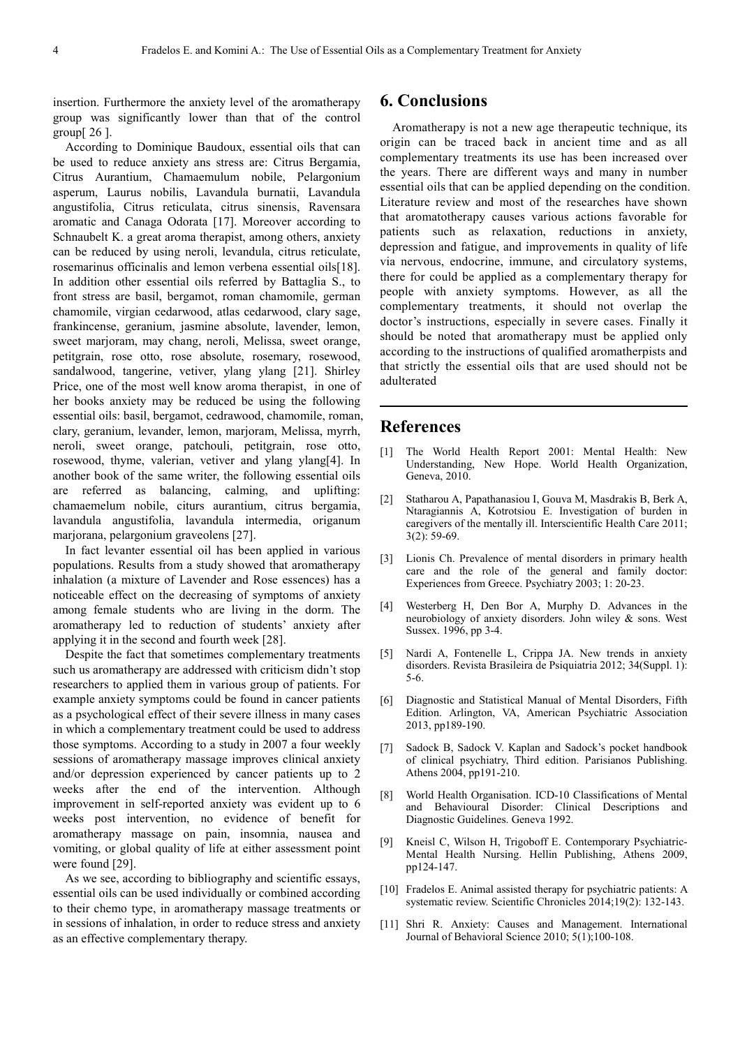insertion. Furthermore the anxiety level of the aromatherapy group was significantly lower than that of the control group[ 26 ].

According to Dominique Baudoux, essential oils that can be used to reduce anxiety ans stress are: Citrus Bergamia, Citrus Aurantium, Chamaemulum nobile, Pelargonium asperum, Laurus nobilis, Lavandula burnatii, Lavandula angustifolia, Citrus reticulata, citrus sinensis, Ravensara aromatic and Canaga Odorata [17]. Moreover according to Schnaubelt K. a great aroma therapist, among others, anxiety can be reduced by using neroli, levandula, citrus reticulate, rosemarinus officinalis and lemon verbena essential oils[18]. In addition other essential oils referred by Battaglia S., to front stress are basil, bergamot, roman chamomile, german chamomile, virgian cedarwood, atlas cedarwood, clary sage, frankincense, geranium, jasmine absolute, lavender, lemon, sweet marjoram, may chang, neroli, Melissa, sweet orange, petitgrain, rose otto, rose absolute, rosemary, rosewood, sandalwood, tangerine, vetiver, ylang ylang [21]. Shirley Price, one of the most well know aroma therapist, in one of her books anxiety may be reduced be using the following essential oils: basil, bergamot, cedrawood, chamomile, roman, clary, geranium, levander, lemon, marjoram, Melissa, myrrh, neroli, sweet orange, patchouli, petitgrain, rose otto, rosewood, thyme, valerian, vetiver and ylang ylang[4]. In another book of the same writer, the following essential oils are referred as balancing, calming, and uplifting: chamaemelum nobile, citurs aurantium, citrus bergamia, lavandula angustifolia, lavandula intermedia, origanum marjorana, pelargonium graveolens [27].

In fact levanter essential oil has been applied in various populations. Results from a study showed that aromatherapy inhalation (a mixture of Lavender and Rose essences) has a noticeable effect on the decreasing of symptoms of anxiety among female students who are living in the dorm. The aromatherapy led to reduction of students' anxiety after applying it in the second and fourth week [28].

Despite the fact that sometimes complementary treatments such us aromatherapy are addressed with criticism didn't stop researchers to applied them in various group of patients. For example anxiety symptoms could be found in cancer patients as a psychological effect of their severe illness in many cases in which a complementary treatment could be used to address those symptoms. According to a study in 2007 a four weekly sessions of aromatherapy massage improves clinical anxiety and/or depression experienced by cancer patients up to 2 weeks after the end of the intervention. Although improvement in self-reported anxiety was evident up to 6 weeks post intervention, no evidence of benefit for aromatherapy massage on pain, insomnia, nausea and vomiting, or global quality of life at either assessment point were found [29].

As we see, according to bibliography and scientific essays, essential oils can be used individually or combined according to their chemo type, in aromatherapy massage treatments or in sessions of inhalation, in order to reduce stress and anxiety as an effective complementary therapy.

# 6. Conclusions

Aromatherapy is not a new age therapeutic technique, its origin can be traced back in ancient time and as all complementary treatments its use has been increased over the years. There are different ways and many in number essential oils that can be applied depending on the condition. Literature review and most of the researches have shown that aromatotherapy causes various actions favorable for patients such as relaxation, reductions in anxiety, depression and fatigue, and improvements in quality of life via nervous, endocrine, immune, and circulatory systems, there for could be applied as a complementary therapy for people with anxiety symptoms. However, as all the complementary treatments, it should not overlap the doctor's instructions, especially in severe cases. Finally it should be noted that aromatherapy must be applied only according to the instructions of qualified aromatherpists and that strictly the essential oils that are used should not be adulterated

# References

[1] The World Health Report 2001: Mental Health: New Understanding, New Hope. World Health Organization, Geneva, 2010.

[2] Statharou A, Papathanasiou I, Gouva M, Masdrakis B, Berk A, Ntaragiannis A, Kotrotsiou E. Investigation of burden in caregivers of the mentally ill. Interscientific Health Care 2011; 3(2): 59-69.

[3] Lionis Ch. Prevalence of mental disorders in primary health care and the role of the general and family doctor: Experiences from Greece. Psychiatry 2003; 1: 20-23.

[4] Westerberg H, Den Bor A, Murphy D. Advances in the neurobiology of anxiety disorders. John wiley & sons. West Sussex. 1996, pp 3-4.

[5] Nardi A, Fontenelle L, Crippa JA. New trends in anxiety disorders. Revista Brasileira de Psiquiatria 2012; 34(Suppl. 1): 5-6.

[6] Diagnostic and Statistical Manual of Mental Disorders, Fifth Edition. Arlington, VA, American Psychiatric Association 2013, pp189-190.

[7] Sadock B, Sadock V. Kaplan and Sadock's pocket handbook of clinical psychiatry, Third edition. Parisianos Publishing. Athens 2004, pp191-210.

[8] World Health Organisation. ICD-10 Classifications of Mental and Behavioural Disorder: Clinical Descriptions and Diagnostic Guidelines. Geneva 1992.

[9] Kneisl C, Wilson H, Trigoboff E. Contemporary Psychiatric-Mental Health Nursing. Hellin Publishing, Athens 2009, pp124-147.

[10] Fradelos E. Animal assisted therapy for psychiatric patients: A systematic review. Scientific Chronicles 2014;19(2): 132-143.

[11] Shri R. Anxiety: Causes and Management. International Journal of Behavioral Science 2010; 5(1);100-108.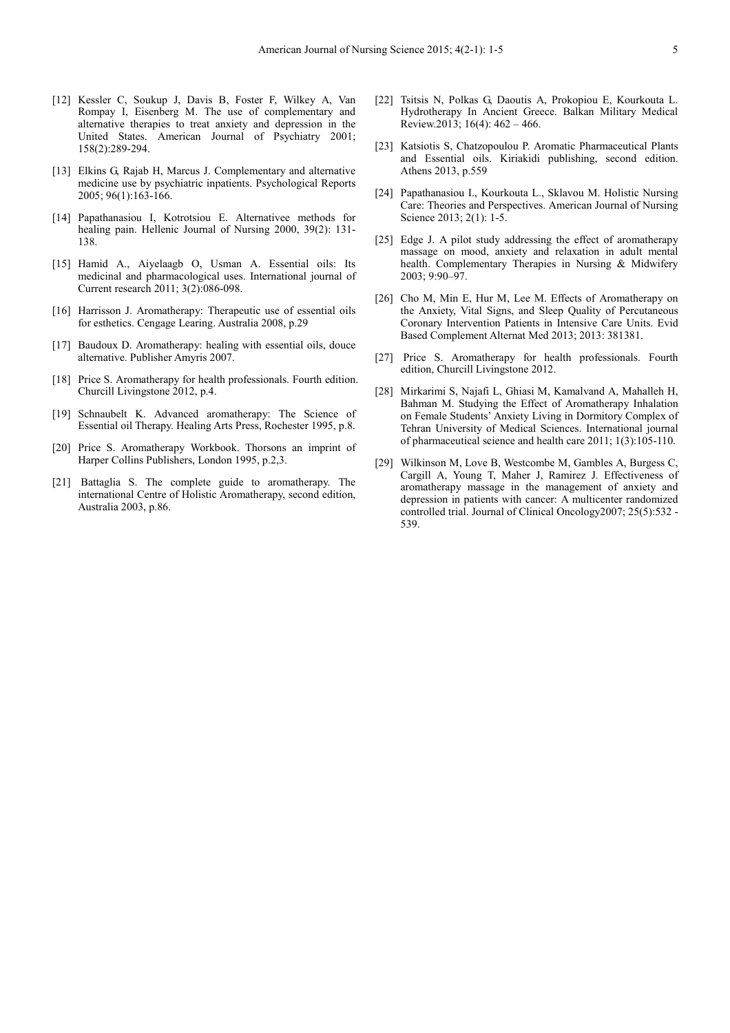[12] Kessler C, Soukup J, Davis B, Foster F, Wilkey A, Van Rompay I, Eisenberg M. The use of complementary and alternative therapies to treat anxiety and depression in the United States. American Journal of Psychiatry 2001; 158(2):289-294.

[13] Elkins G, Rajab H, Marcus J. Complementary and alternative medicine use by psychiatric inpatients. Psychological Reports 2005; 96(1):163-166.

[14] Papathanasiou I, Kotrotsiou E. Alternativee methods for healing pain. Hellenic Journal of Nursing 2000, 39(2): 131-138.

[15] Hamid A., Aiyelaagb O, Usman A. Essential oils: Its medicinal and pharmacological uses. International journal of Current research 2011; 3(2):086-098.

[16] Harrisson J. Aromatherapy: Therapeutic use of essential oils for esthetics. Cengage Learing. Australia 2008, p.29

[17] Baudoux D. Aromatherapy: healing with essential oils, douce alternative. Publisher Amyris 2007.

[18] Price S. Aromatherapy for health professionals. Fourth edition. Churcill Livingstone 2012, p.4.

[19] Schnaubelt K. Advanced aromatherapy: The Science of Essential oil Therapy. Healing Arts Press, Rochester 1995, p.8.

[20] Price S. Aromatherapy Workbook. Thorsons an imprint of Harper Collins Publishers, London 1995, p.2,3.

[21] Battaglia S. The complete guide to aromatherapy. The international Centre of Holistic Aromatherapy, second edition, Australia 2003, p.86.

[22] Tsitsis N, Polkas G, Daoutis A, Prokopiou E, Kourkouta L. Hydrotherapy In Ancient Greece. Balkan Military Medical Review.2013; 16(4): 462 – 466.

[23] Katsiotis S, Chatzopoulou P. Aromatic Pharmaceutical Plants and Essential oils. Kiriakidi publishing, second edition. Athens 2013, p.559

[24] Papathanasiou I., Kourkouta L., Sklavou M. Holistic Nursing Care: Theories and Perspectives. American Journal of Nursing Science 2013; 2(1): 1-5.

[25] Edge J. A pilot study addressing the effect of aromatherapy massage on mood, anxiety and relaxation in adult mental health. Complementary Therapies in Nursing & Midwifery 2003; 9:90–97.

[26] Cho M, Min E, Hur M, Lee M. Effects of Aromatherapy on the Anxiety, Vital Signs, and Sleep Quality of Percutaneous Coronary Intervention Patients in Intensive Care Units. Evid Based Complement Alternat Med 2013; 2013: 381381.

[27] Price S. Aromatherapy for health professionals. Fourth edition, Churcill Livingstone 2012.

[28] Mirkarimi S, Najafi L, Ghiasi M, Kamalvand A, Mahalleh H, Bahman M. Studying the Effect of Aromatherapy Inhalation on Female Students' Anxiety Living in Dormitory Complex of Tehran University of Medical Sciences. International journal of pharmaceutical science and health care 2011; 1(3):105-110.

[29] Wilkinson M, Love B, Westcombe M, Gambles A, Burgess C, Cargill A, Young T, Maher J, Ramirez J. Effectiveness of aromatherapy massage in the management of anxiety and depression in patients with cancer: A multicenter randomized controlled trial. Journal of Clinical Oncology2007; 25(5):532 - 539.